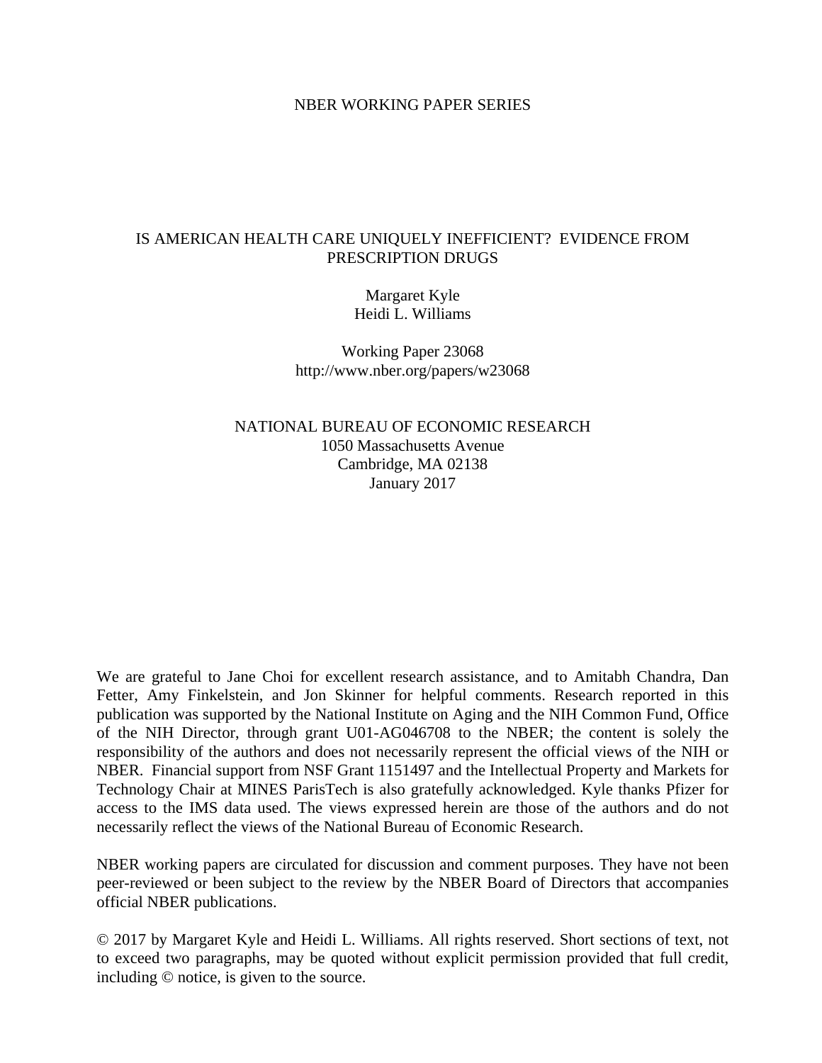NBER WORKING PAPER SERIES

# IS AMERICAN HEALTH CARE UNIQUELY INEFFICIENT? EVIDENCE FROM PRESCRIPTION DRUGS

Margaret Kyle
Heidi L. Williams

Working Paper 23068
http://www.nber.org/papers/w23068

NATIONAL BUREAU OF ECONOMIC RESEARCH
1050 Massachusetts Avenue
Cambridge, MA 02138
January 2017

We are grateful to Jane Choi for excellent research assistance, and to Amitabh Chandra, Dan Fetter, Amy Finkelstein, and Jon Skinner for helpful comments. Research reported in this publication was supported by the National Institute on Aging and the NIH Common Fund, Office of the NIH Director, through grant U01-AG046708 to the NBER; the content is solely the responsibility of the authors and does not necessarily represent the official views of the NIH or NBER. Financial support from NSF Grant 1151497 and the Intellectual Property and Markets for Technology Chair at MINES ParisTech is also gratefully acknowledged. Kyle thanks Pfizer for access to the IMS data used. The views expressed herein are those of the authors and do not necessarily reflect the views of the National Bureau of Economic Research.

NBER working papers are circulated for discussion and comment purposes. They have not been peer-reviewed or been subject to the review by the NBER Board of Directors that accompanies official NBER publications.

© 2017 by Margaret Kyle and Heidi L. Williams. All rights reserved. Short sections of text, not to exceed two paragraphs, may be quoted without explicit permission provided that full credit, including © notice, is given to the source.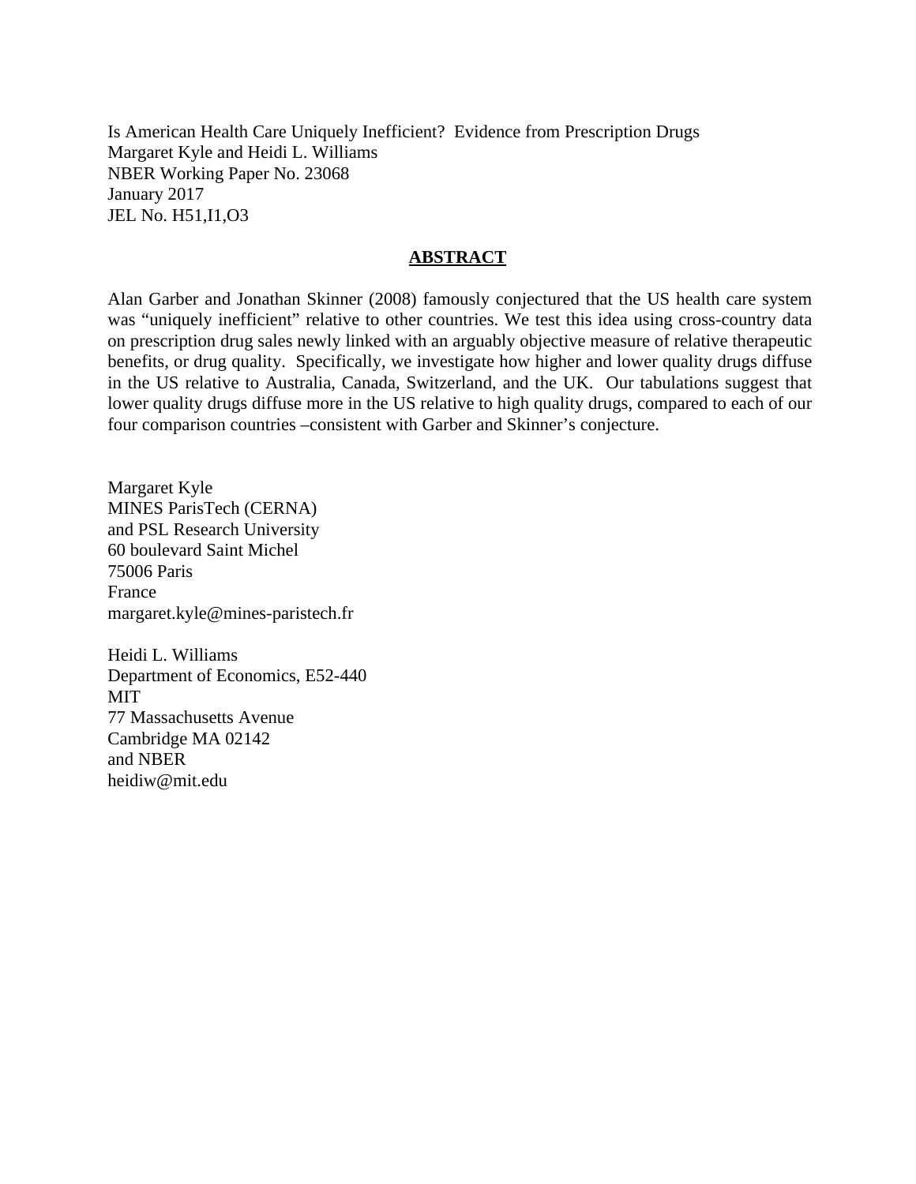Is American Health Care Uniquely Inefficient? Evidence from Prescription Drugs
Margaret Kyle and Heidi L. Williams
NBER Working Paper No. 23068
January 2017
JEL No. H51,I1,O3

## ABSTRACT

Alan Garber and Jonathan Skinner (2008) famously conjectured that the US health care system was "uniquely inefficient" relative to other countries. We test this idea using cross-country data on prescription drug sales newly linked with an arguably objective measure of relative therapeutic benefits, or drug quality. Specifically, we investigate how higher and lower quality drugs diffuse in the US relative to Australia, Canada, Switzerland, and the UK. Our tabulations suggest that lower quality drugs diffuse more in the US relative to high quality drugs, compared to each of our four comparison countries –consistent with Garber and Skinner's conjecture.

Margaret Kyle
MINES ParisTech (CERNA)
and PSL Research University
60 boulevard Saint Michel
75006 Paris
France
margaret.kyle@mines-paristech.fr

Heidi L. Williams
Department of Economics, E52-440
MIT
77 Massachusetts Avenue
Cambridge MA 02142
and NBER
heidiw@mit.edu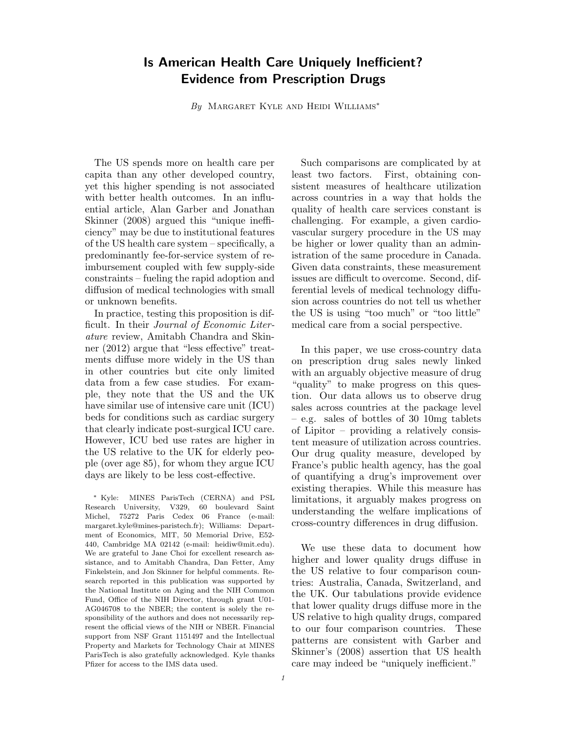# Is American Health Care Uniquely Inefficient? Evidence from Prescription Drugs

*By* Margaret Kyle and Heidi Williams*

The US spends more on health care per capita than any other developed country, yet this higher spending is not associated with better health outcomes. In an influential article, Alan Garber and Jonathan Skinner (2008) argued this "unique inefficiency" may be due to institutional features of the US health care system – specifically, a predominantly fee-for-service system of reimbursement coupled with few supply-side constraints – fueling the rapid adoption and diffusion of medical technologies with small or unknown benefits.

In practice, testing this proposition is difficult. In their *Journal of Economic Literature* review, Amitabh Chandra and Skinner (2012) argue that "less effective" treatments diffuse more widely in the US than in other countries but cite only limited data from a few case studies. For example, they note that the US and the UK have similar use of intensive care unit (ICU) beds for conditions such as cardiac surgery that clearly indicate post-surgical ICU care. However, ICU bed use rates are higher in the US relative to the UK for elderly people (over age 85), for whom they argue ICU days are likely to be less cost-effective.

\* Kyle: MINES ParisTech (CERNA) and PSL Research University, V329, 60 boulevard Saint Michel, 75272 Paris Cedex 06 France (e-mail: margaret.kyle@mines-paristech.fr); Williams: Department of Economics, MIT, 50 Memorial Drive, E52-440, Cambridge MA 02142 (e-mail: heidiw@mit.edu). We are grateful to Jane Choi for excellent research assistance, and to Amitabh Chandra, Dan Fetter, Amy Finkelstein, and Jon Skinner for helpful comments. Research reported in this publication was supported by the National Institute on Aging and the NIH Common Fund, Office of the NIH Director, through grant U01-AG046708 to the NBER; the content is solely the responsibility of the authors and does not necessarily represent the official views of the NIH or NBER. Financial support from NSF Grant 1151497 and the Intellectual Property and Markets for Technology Chair at MINES ParisTech is also gratefully acknowledged. Kyle thanks Pfizer for access to the IMS data used.

Such comparisons are complicated by at least two factors. First, obtaining consistent measures of healthcare utilization across countries in a way that holds the quality of health care services constant is challenging. For example, a given cardiovascular surgery procedure in the US may be higher or lower quality than an administration of the same procedure in Canada. Given data constraints, these measurement issues are difficult to overcome. Second, differential levels of medical technology diffusion across countries do not tell us whether the US is using "too much" or "too little" medical care from a social perspective.

In this paper, we use cross-country data on prescription drug sales newly linked with an arguably objective measure of drug "quality" to make progress on this question. Our data allows us to observe drug sales across countries at the package level – e.g. sales of bottles of 30 10mg tablets of Lipitor – providing a relatively consistent measure of utilization across countries. Our drug quality measure, developed by France's public health agency, has the goal of quantifying a drug's improvement over existing therapies. While this measure has limitations, it arguably makes progress on understanding the welfare implications of cross-country differences in drug diffusion.

We use these data to document how higher and lower quality drugs diffuse in the US relative to four comparison countries: Australia, Canada, Switzerland, and the UK. Our tabulations provide evidence that lower quality drugs diffuse more in the US relative to high quality drugs, compared to our four comparison countries. These patterns are consistent with Garber and Skinner's (2008) assertion that US health care may indeed be "uniquely inefficient."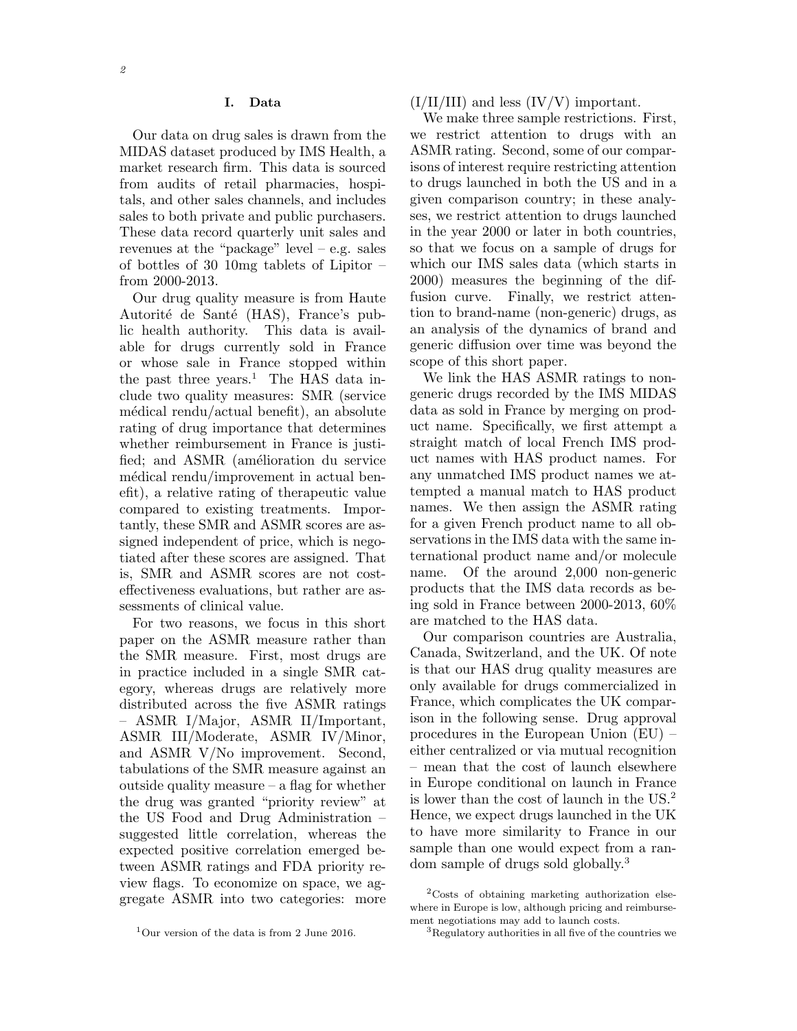## I. Data

Our data on drug sales is drawn from the MIDAS dataset produced by IMS Health, a market research firm. This data is sourced from audits of retail pharmacies, hospitals, and other sales channels, and includes sales to both private and public purchasers. These data record quarterly unit sales and revenues at the "package" level – e.g. sales of bottles of 30 10mg tablets of Lipitor – from 2000-2013.

Our drug quality measure is from Haute Autorité de Santé (HAS), France's public health authority. This data is available for drugs currently sold in France or whose sale in France stopped within the past three years.[1] The HAS data include two quality measures: SMR (service médical rendu/actual benefit), an absolute rating of drug importance that determines whether reimbursement in France is justified; and ASMR (amélioration du service médical rendu/improvement in actual benefit), a relative rating of therapeutic value compared to existing treatments. Importantly, these SMR and ASMR scores are assigned independent of price, which is negotiated after these scores are assigned. That is, SMR and ASMR scores are not cost-effectiveness evaluations, but rather are assessments of clinical value.

For two reasons, we focus in this short paper on the ASMR measure rather than the SMR measure. First, most drugs are in practice included in a single SMR category, whereas drugs are relatively more distributed across the five ASMR ratings – ASMR I/Major, ASMR II/Important, ASMR III/Moderate, ASMR IV/Minor, and ASMR V/No improvement. Second, tabulations of the SMR measure against an outside quality measure – a flag for whether the drug was granted "priority review" at the US Food and Drug Administration – suggested little correlation, whereas the expected positive correlation emerged between ASMR ratings and FDA priority review flags. To economize on space, we aggregate ASMR into two categories: more (I/II/III) and less (IV/V) important.

We make three sample restrictions. First, we restrict attention to drugs with an ASMR rating. Second, some of our comparisons of interest require restricting attention to drugs launched in both the US and in a given comparison country; in these analyses, we restrict attention to drugs launched in the year 2000 or later in both countries, so that we focus on a sample of drugs for which our IMS sales data (which starts in 2000) measures the beginning of the diffusion curve. Finally, we restrict attention to brand-name (non-generic) drugs, as an analysis of the dynamics of brand and generic diffusion over time was beyond the scope of this short paper.

We link the HAS ASMR ratings to non-generic drugs recorded by the IMS MIDAS data as sold in France by merging on product name. Specifically, we first attempt a straight match of local French IMS product names with HAS product names. For any unmatched IMS product names we attempted a manual match to HAS product names. We then assign the ASMR rating for a given French product name to all observations in the IMS data with the same international product name and/or molecule name. Of the around 2,000 non-generic products that the IMS data records as being sold in France between 2000-2013, 60% are matched to the HAS data.

Our comparison countries are Australia, Canada, Switzerland, and the UK. Of note is that our HAS drug quality measures are only available for drugs commercialized in France, which complicates the UK comparison in the following sense. Drug approval procedures in the European Union (EU) – either centralized or via mutual recognition – mean that the cost of launch elsewhere in Europe conditional on launch in France is lower than the cost of launch in the US.[2] Hence, we expect drugs launched in the UK to have more similarity to France in our sample than one would expect from a random sample of drugs sold globally.[3]

[1] Our version of the data is from 2 June 2016.

[2] Costs of obtaining marketing authorization elsewhere in Europe is low, although pricing and reimbursement negotiations may add to launch costs.

[3] Regulatory authorities in all five of the countries we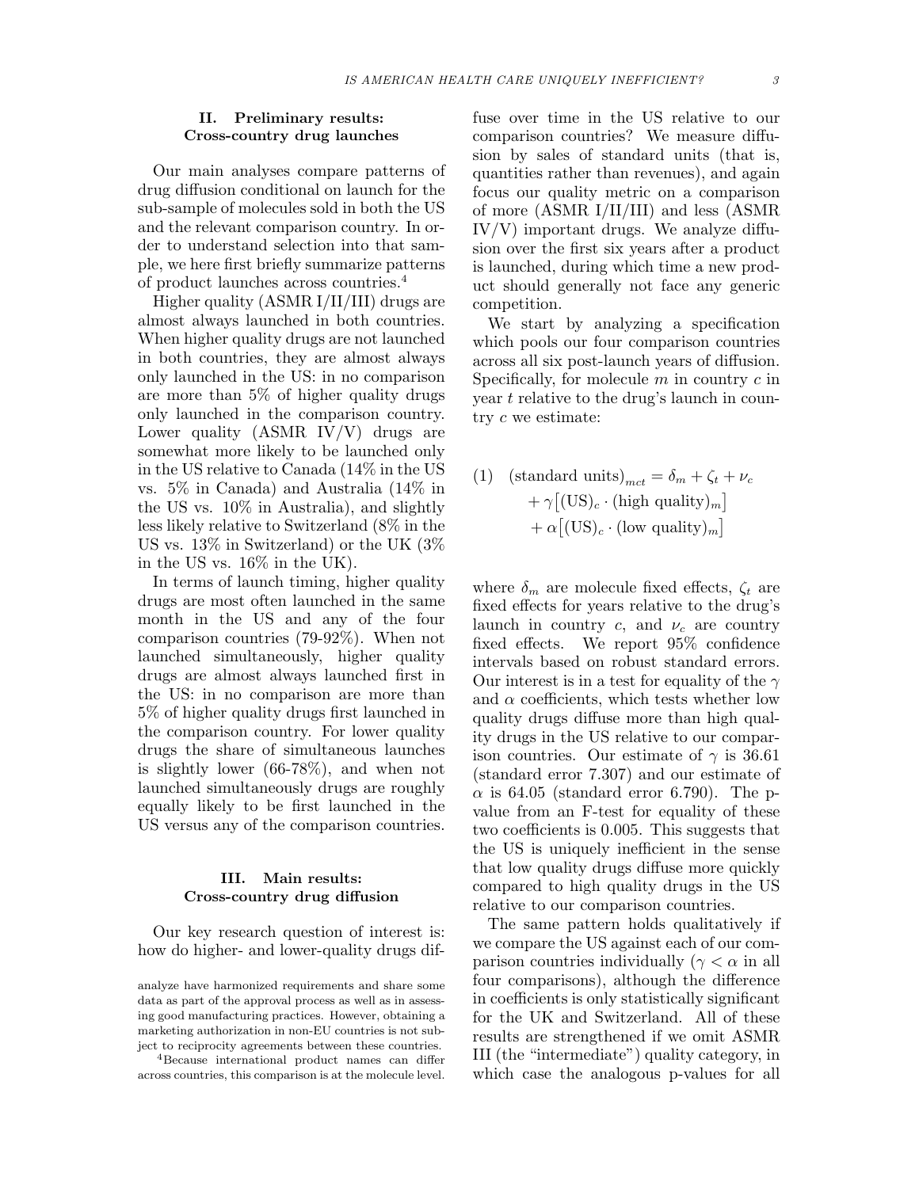## II. Preliminary results: Cross-country drug launches

Our main analyses compare patterns of drug diffusion conditional on launch for the sub-sample of molecules sold in both the US and the relevant comparison country. In order to understand selection into that sample, we here first briefly summarize patterns of product launches across countries.[4]

Higher quality (ASMR I/II/III) drugs are almost always launched in both countries. When higher quality drugs are not launched in both countries, they are almost always only launched in the US: in no comparison are more than 5% of higher quality drugs only launched in the comparison country. Lower quality (ASMR IV/V) drugs are somewhat more likely to be launched only in the US relative to Canada (14% in the US vs. 5% in Canada) and Australia (14% in the US vs. 10% in Australia), and slightly less likely relative to Switzerland (8% in the US vs. 13% in Switzerland) or the UK (3% in the US vs. 16% in the UK).

In terms of launch timing, higher quality drugs are most often launched in the same month in the US and any of the four comparison countries (79-92%). When not launched simultaneously, higher quality drugs are almost always launched first in the US: in no comparison are more than 5% of higher quality drugs first launched in the comparison country. For lower quality drugs the share of simultaneous launches is slightly lower (66-78%), and when not launched simultaneously drugs are roughly equally likely to be first launched in the US versus any of the comparison countries.

## III. Main results: Cross-country drug diffusion

Our key research question of interest is: how do higher- and lower-quality drugs diffuse over time in the US relative to our comparison countries? We measure diffusion by sales of standard units (that is, quantities rather than revenues), and again focus our quality metric on a comparison of more (ASMR I/II/III) and less (ASMR IV/V) important drugs. We analyze diffusion over the first six years after a product is launched, during which time a new product should generally not face any generic competition.

We start by analyzing a specification which pools our four comparison countries across all six post-launch years of diffusion. Specifically, for molecule $m$ in country $c$ in year $t$ relative to the drug's launch in country $c$ we estimate:

$$
\begin{aligned}
(1) \quad (\text{standard units})_{mct} &= \delta_m + \zeta_t + \nu_c \\
&+ \gamma\big[(\text{US})_c \cdot (\text{high quality})_m\big] \\
&+ \alpha\big[(\text{US})_c \cdot (\text{low quality})_m\big]
\end{aligned}
$$

where $\delta_m$ are molecule fixed effects, $\zeta_t$ are fixed effects for years relative to the drug's launch in country $c$, and $\nu_c$ are country fixed effects. We report 95% confidence intervals based on robust standard errors. Our interest is in a test for equality of the $\gamma$ and $\alpha$ coefficients, which tests whether low quality drugs diffuse more than high quality drugs in the US relative to our comparison countries. Our estimate of $\gamma$ is 36.61 (standard error 7.307) and our estimate of $\alpha$ is 64.05 (standard error 6.790). The p-value from an F-test for equality of these two coefficients is 0.005. This suggests that the US is uniquely inefficient in the sense that low quality drugs diffuse more quickly compared to high quality drugs in the US relative to our comparison countries.

The same pattern holds qualitatively if we compare the US against each of our comparison countries individually ($\gamma < \alpha$ in all four comparisons), although the difference in coefficients is only statistically significant for the UK and Switzerland. All of these results are strengthened if we omit ASMR III (the "intermediate") quality category, in which case the analogous p-values for all

---

analyze have harmonized requirements and share some data as part of the approval process as well as in assessing good manufacturing practices. However, obtaining a marketing authorization in non-EU countries is not subject to reciprocity agreements between these countries.

[4] Because international product names can differ across countries, this comparison is at the molecule level.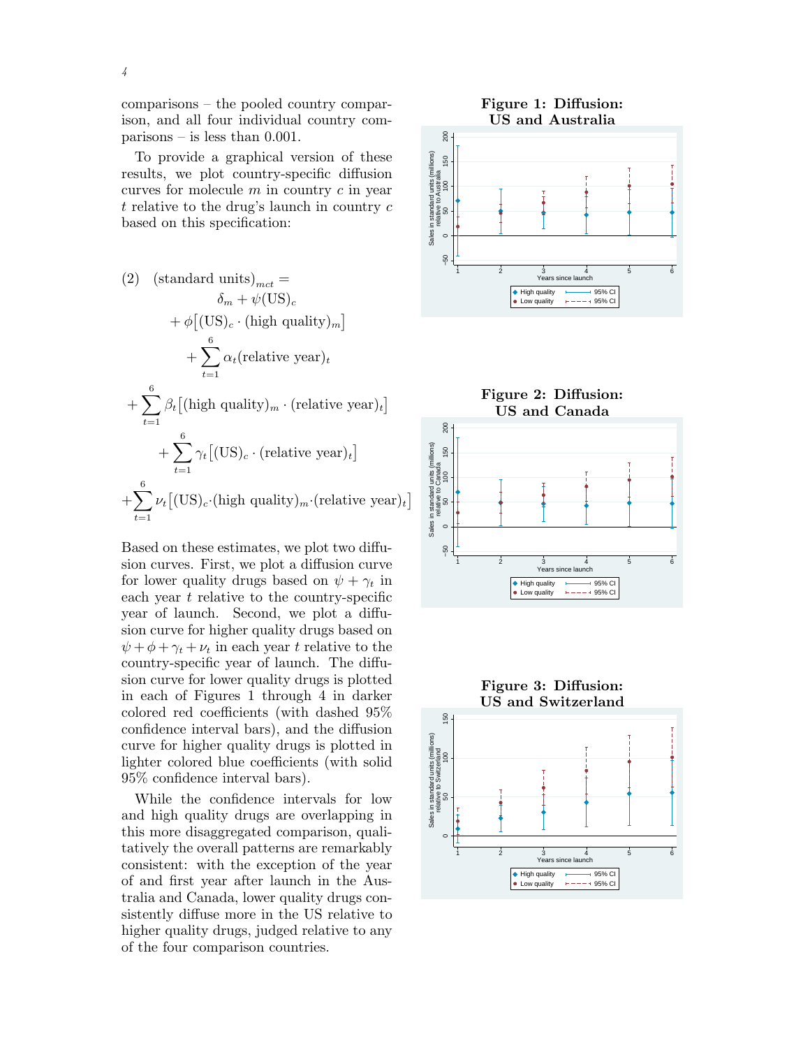comparisons – the pooled country comparison, and all four individual country comparisons – is less than 0.001.

To provide a graphical version of these results, we plot country-specific diffusion curves for molecule $m$ in country $c$ in year $t$ relative to the drug's launch in country $c$ based on this specification:

$$
\begin{aligned}
(2) \quad (\text{standard units})_{mct} = \\
\delta_m + \psi(\text{US})_c \\
+ \phi\big[(\text{US})_c \cdot (\text{high quality})_m\big] \\
+ \sum_{t=1}^{6} \alpha_t (\text{relative year})_t \\
+ \sum_{t=1}^{6} \beta_t \big[(\text{high quality})_m \cdot (\text{relative year})_t\big] \\
+ \sum_{t=1}^{6} \gamma_t \big[(\text{US})_c \cdot (\text{relative year})_t\big] \\
+ \sum_{t=1}^{6} \nu_t \big[(\text{US})_c \cdot (\text{high quality})_m \cdot (\text{relative year})_t\big]
\end{aligned}
$$

Based on these estimates, we plot two diffusion curves. First, we plot a diffusion curve for lower quality drugs based on $\psi + \gamma_t$ in each year $t$ relative to the country-specific year of launch. Second, we plot a diffusion curve for higher quality drugs based on $\psi + \phi + \gamma_t + \nu_t$ in each year $t$ relative to the country-specific year of launch. The diffusion curve for lower quality drugs is plotted in each of Figures 1 through 4 in darker colored red coefficients (with dashed 95% confidence interval bars), and the diffusion curve for higher quality drugs is plotted in lighter colored blue coefficients (with solid 95% confidence interval bars).

While the confidence intervals for low and high quality drugs are overlapping in this more disaggregated comparison, qualitatively the overall patterns are remarkably consistent: with the exception of the year of and first year after launch in the Australia and Canada, lower quality drugs consistently diffuse more in the US relative to higher quality drugs, judged relative to any of the four comparison countries.

**Figure 1: Diffusion: US and Australia**

**Figure 2: Diffusion: US and Canada**

**Figure 3: Diffusion: US and Switzerland**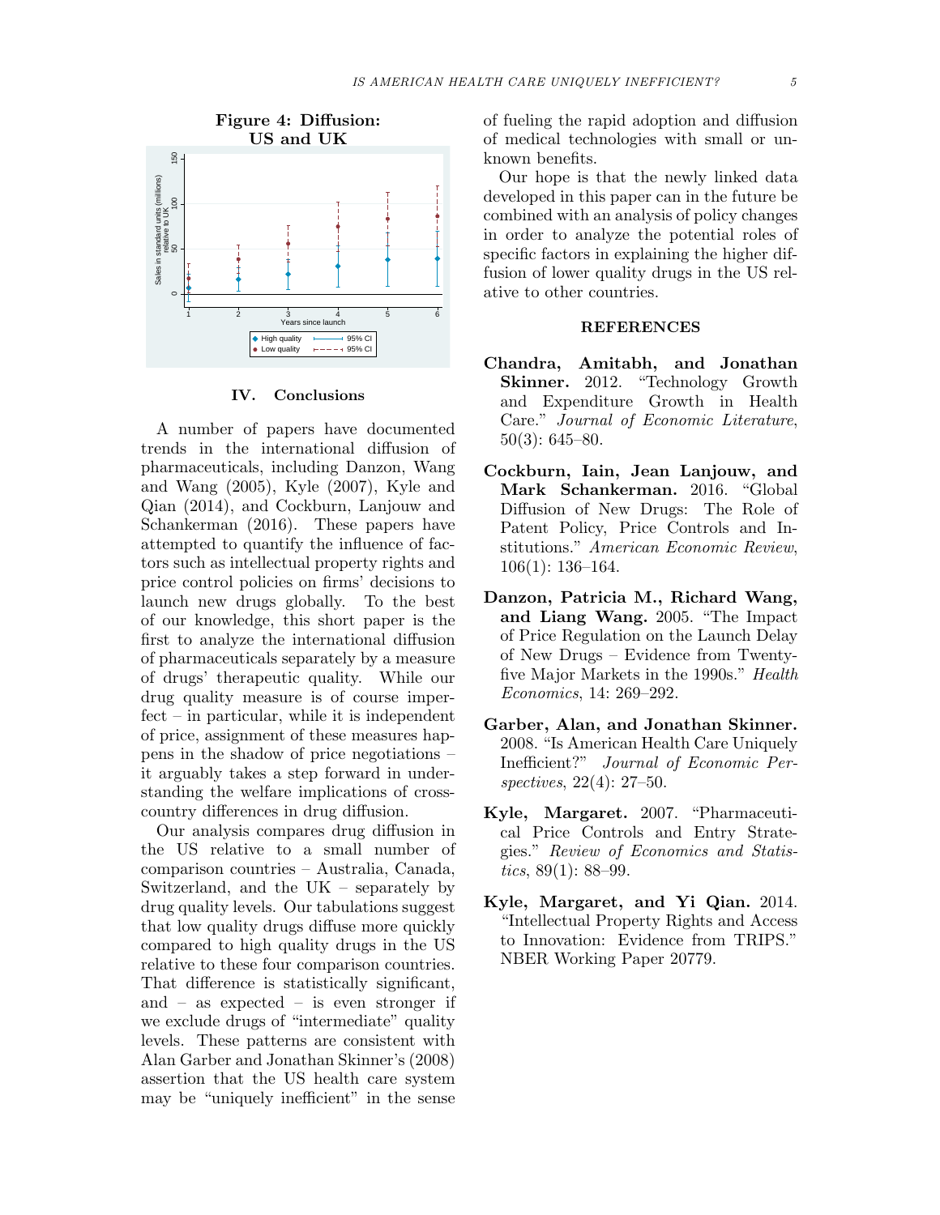**Figure 4: Diffusion: US and UK**

Sales in standard units (millions) relative to UK

150
100
50
0

1
2
3
4
5
6

Years since launch

High quality
95% CI
Low quality
95% CI

## IV. Conclusions

A number of papers have documented trends in the international diffusion of pharmaceuticals, including Danzon, Wang and Wang (2005), Kyle (2007), Kyle and Qian (2014), and Cockburn, Lanjouw and Schankerman (2016). These papers have attempted to quantify the influence of factors such as intellectual property rights and price control policies on firms' decisions to launch new drugs globally. To the best of our knowledge, this short paper is the first to analyze the international diffusion of pharmaceuticals separately by a measure of drugs' therapeutic quality. While our drug quality measure is of course imperfect – in particular, while it is independent of price, assignment of these measures happens in the shadow of price negotiations – it arguably takes a step forward in understanding the welfare implications of cross-country differences in drug diffusion.

Our analysis compares drug diffusion in the US relative to a small number of comparison countries – Australia, Canada, Switzerland, and the UK – separately by drug quality levels. Our tabulations suggest that low quality drugs diffuse more quickly compared to high quality drugs in the US relative to these four comparison countries. That difference is statistically significant, and – as expected – is even stronger if we exclude drugs of "intermediate" quality levels. These patterns are consistent with Alan Garber and Jonathan Skinner's (2008) assertion that the US health care system may be "uniquely inefficient" in the sense of fueling the rapid adoption and diffusion of medical technologies with small or unknown benefits.

Our hope is that the newly linked data developed in this paper can in the future be combined with an analysis of policy changes in order to analyze the potential roles of specific factors in explaining the higher diffusion of lower quality drugs in the US relative to other countries.

## REFERENCES

**Chandra, Amitabh, and Jonathan Skinner.** 2012. "Technology Growth and Expenditure Growth in Health Care." *Journal of Economic Literature*, 50(3): 645–80.

**Cockburn, Iain, Jean Lanjouw, and Mark Schankerman.** 2016. "Global Diffusion of New Drugs: The Role of Patent Policy, Price Controls and Institutions." *American Economic Review*, 106(1): 136–164.

**Danzon, Patricia M., Richard Wang, and Liang Wang.** 2005. "The Impact of Price Regulation on the Launch Delay of New Drugs – Evidence from Twenty-five Major Markets in the 1990s." *Health Economics*, 14: 269–292.

**Garber, Alan, and Jonathan Skinner.** 2008. "Is American Health Care Uniquely Inefficient?" *Journal of Economic Perspectives*, 22(4): 27–50.

**Kyle, Margaret.** 2007. "Pharmaceutical Price Controls and Entry Strategies." *Review of Economics and Statistics*, 89(1): 88–99.

**Kyle, Margaret, and Yi Qian.** 2014. "Intellectual Property Rights and Access to Innovation: Evidence from TRIPS." NBER Working Paper 20779.